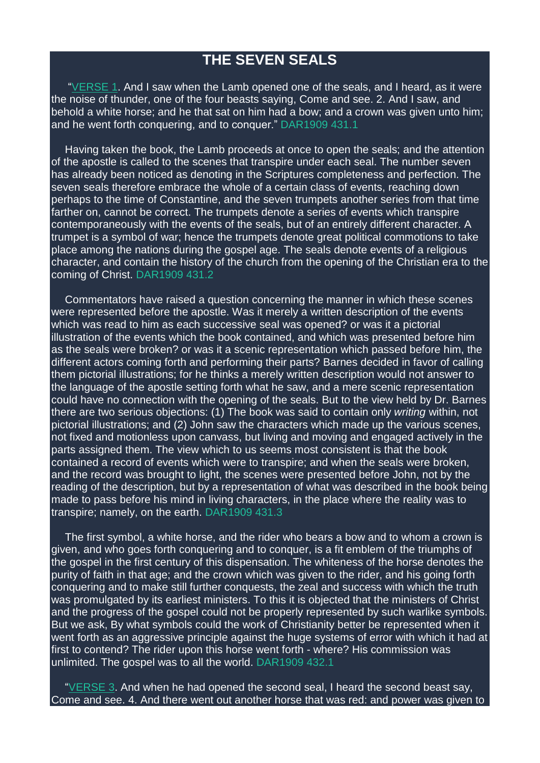# THE SEVEN SEALS

"VERSE 1. And I saw when the Lamb opened one of the seals, and I heard, as it were the noise of thunder, one of the four beasts saying, Come and see. 2. And I saw, and behold a white horse; and he that sat on him had a bow; and a crown was given unto him; and he went forth conquering, and to conquer." DAR1909 431.1

Having taken the book, the Lamb proceeds at once to open the seals; and the attention of the apostle is called to the scenes that transpire under each seal. The number seven has already been noticed as denoting in the Scriptures completeness and perfection. The seven seals therefore embrace the whole of a certain class of events, reaching down perhaps to the time of Constantine, and the seven trumpets another series from that time farther on, cannot be correct. The trumpets denote a series of events which transpire contemporaneously with the events of the seals, but of an entirely different character. A trumpet is a symbol of war; hence the trumpets denote great political commotions to take place among the nations during the gospel age. The seals denote events of a religious character, and contain the history of the church from the opening of the Christian era to the coming of Christ. DAR1909 431.2

Commentators have raised a question concerning the manner in which these scenes were represented before the apostle. Was it merely a written description of the events which was read to him as each successive seal was opened? or was it a pictorial illustration of the events which the book contained, and which was presented before him as the seals were broken? or was it a scenic representation which passed before him, the different actors coming forth and performing their parts? Barnes decided in favor of calling them pictorial illustrations; for he thinks a merely written description would not answer to the language of the apostle setting forth what he saw, and a mere scenic representation could have no connection with the opening of the seals. But to the view held by Dr. Barnes there are two serious objections: (1) The book was said to contain only *writing* within, not pictorial illustrations; and (2) John saw the characters which made up the various scenes, not fixed and motionless upon canvass, but living and moving and engaged actively in the parts assigned them. The view which to us seems most consistent is that the book contained a record of events which were to transpire; and when the seals were broken, and the record was brought to light, the scenes were presented before John, not by the reading of the description, but by a representation of what was described in the book being made to pass before his mind in living characters, in the place where the reality was to transpire; namely, on the earth. DAR1909 431.3

The first symbol, a white horse, and the rider who bears a bow and to whom a crown is given, and who goes forth conquering and to conquer, is a fit emblem of the triumphs of the gospel in the first century of this dispensation. The whiteness of the horse denotes the purity of faith in that age; and the crown which was given to the rider, and his going forth conquering and to make still further conquests, the zeal and success with which the truth was promulgated by its earliest ministers. To this it is objected that the ministers of Christ and the progress of the gospel could not be properly represented by such warlike symbols. But we ask, By what symbols could the work of Christianity better be represented when it went forth as an aggressive principle against the huge systems of error with which it had at first to contend? The rider upon this horse went forth - where? His commission was unlimited. The gospel was to all the world. DAR1909 432.1

"VERSE 3. And when he had opened the second seal, I heard the second beast say, Come and see. 4. And there went out another horse that was red: and power was given to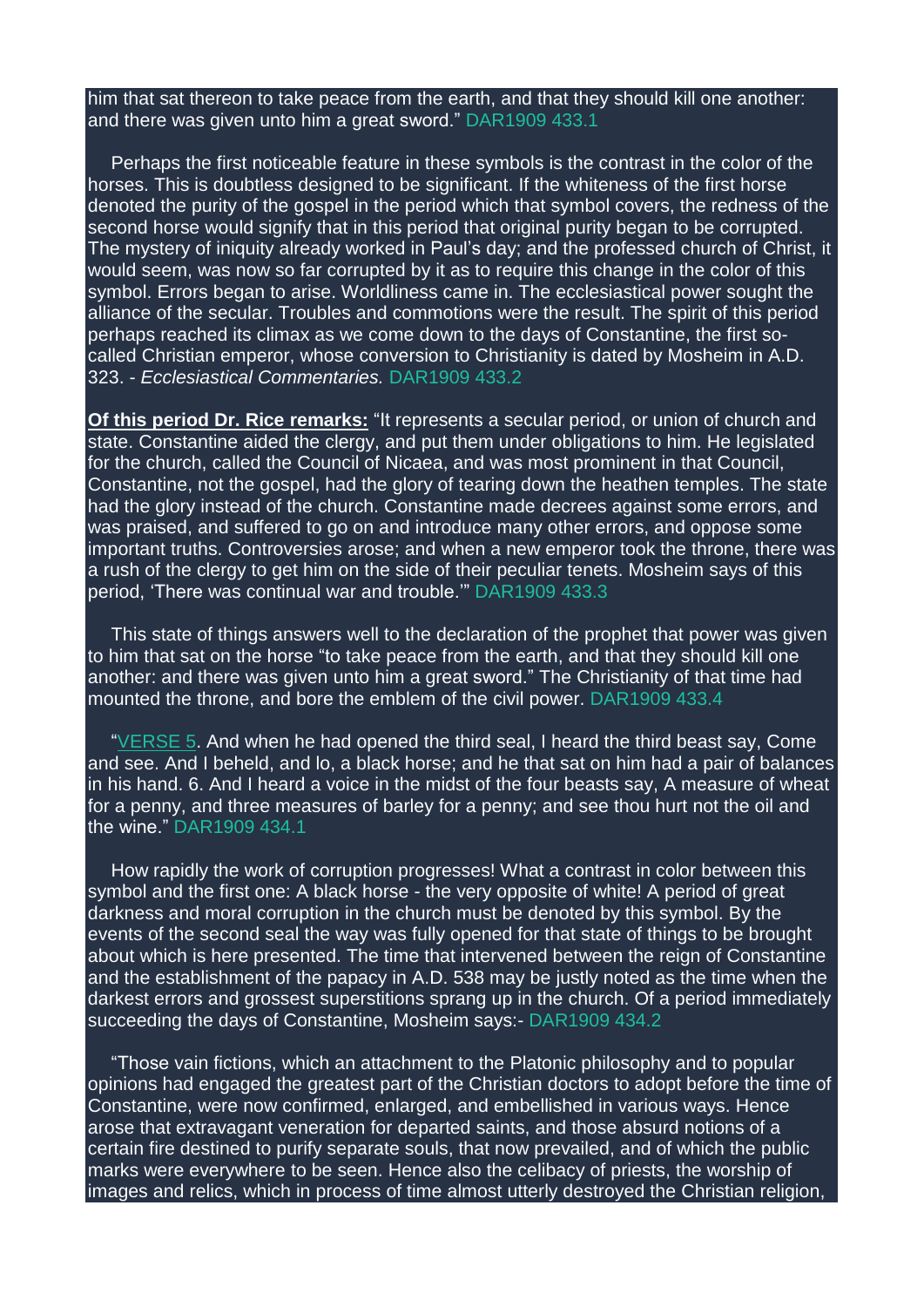him that sat thereon to take peace from the earth, and that they should kill one another: and there was given unto him a great sword." DAR1909 433.1

Perhaps the first noticeable feature in these symbols is the contrast in the color of the horses. This is doubtless designed to be significant. If the whiteness of the first horse denoted the purity of the gospel in the period which that symbol covers, the redness of the second horse would signify that in this period that original purity began to be corrupted. The mystery of iniquity already worked in Paul's day; and the professed church of Christ, it would seem, was now so far corrupted by it as to require this change in the color of this symbol. Errors began to arise. Worldliness came in. The ecclesiastical power sought the alliance of the secular. Troubles and commotions were the result. The spirit of this period perhaps reached its climax as we come down to the days of Constantine, the first so-called Christian emperor, whose conversion to Christianity is dated by Mosheim in A.D. 323. - *Ecclesiastical Commentaries.* DAR1909 433.2

**Of this period Dr. Rice remarks:** "It represents a secular period, or union of church and state. Constantine aided the clergy, and put them under obligations to him. He legislated for the church, called the Council of Nicaea, and was most prominent in that Council, Constantine, not the gospel, had the glory of tearing down the heathen temples. The state had the glory instead of the church. Constantine made decrees against some errors, and was praised, and suffered to go on and introduce many other errors, and oppose some important truths. Controversies arose; and when a new emperor took the throne, there was a rush of the clergy to get him on the side of their peculiar tenets. Mosheim says of this period, 'There was continual war and trouble.'" DAR1909 433.3

This state of things answers well to the declaration of the prophet that power was given to him that sat on the horse "to take peace from the earth, and that they should kill one another: and there was given unto him a great sword." The Christianity of that time had mounted the throne, and bore the emblem of the civil power. DAR1909 433.4

"VERSE 5. And when he had opened the third seal, I heard the third beast say, Come and see. And I beheld, and lo, a black horse; and he that sat on him had a pair of balances in his hand. 6. And I heard a voice in the midst of the four beasts say, A measure of wheat for a penny, and three measures of barley for a penny; and see thou hurt not the oil and the wine." DAR1909 434.1

How rapidly the work of corruption progresses! What a contrast in color between this symbol and the first one: A black horse - the very opposite of white! A period of great darkness and moral corruption in the church must be denoted by this symbol. By the events of the second seal the way was fully opened for that state of things to be brought about which is here presented. The time that intervened between the reign of Constantine and the establishment of the papacy in A.D. 538 may be justly noted as the time when the darkest errors and grossest superstitions sprang up in the church. Of a period immediately succeeding the days of Constantine, Mosheim says:- DAR1909 434.2

"Those vain fictions, which an attachment to the Platonic philosophy and to popular opinions had engaged the greatest part of the Christian doctors to adopt before the time of Constantine, were now confirmed, enlarged, and embellished in various ways. Hence arose that extravagant veneration for departed saints, and those absurd notions of a certain fire destined to purify separate souls, that now prevailed, and of which the public marks were everywhere to be seen. Hence also the celibacy of priests, the worship of images and relics, which in process of time almost utterly destroyed the Christian religion,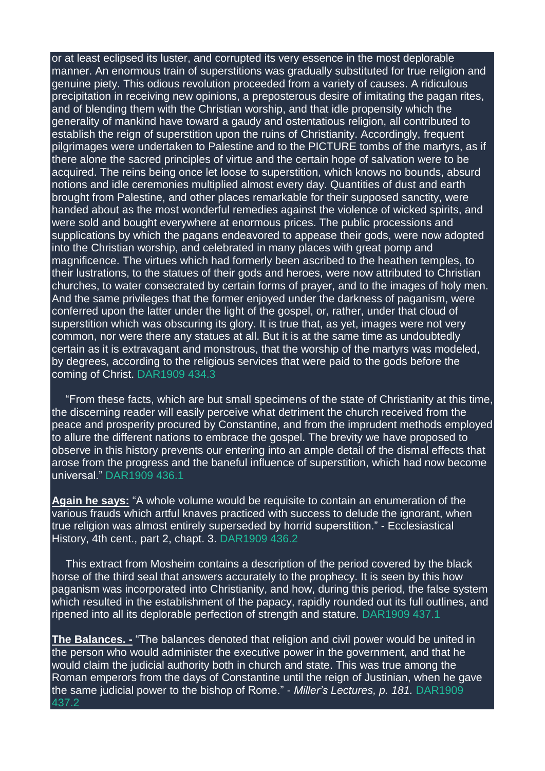or at least eclipsed its luster, and corrupted its very essence in the most deplorable manner. An enormous train of superstitions was gradually substituted for true religion and genuine piety. This odious revolution proceeded from a variety of causes. A ridiculous precipitation in receiving new opinions, a preposterous desire of imitating the pagan rites, and of blending them with the Christian worship, and that idle propensity which the generality of mankind have toward a gaudy and ostentatious religion, all contributed to establish the reign of superstition upon the ruins of Christianity. Accordingly, frequent pilgrimages were undertaken to Palestine and to the PICTURE tombs of the martyrs, as if there alone the sacred principles of virtue and the certain hope of salvation were to be acquired. The reins being once let loose to superstition, which knows no bounds, absurd notions and idle ceremonies multiplied almost every day. Quantities of dust and earth brought from Palestine, and other places remarkable for their supposed sanctity, were handed about as the most wonderful remedies against the violence of wicked spirits, and were sold and bought everywhere at enormous prices. The public processions and supplications by which the pagans endeavored to appease their gods, were now adopted into the Christian worship, and celebrated in many places with great pomp and magnificence. The virtues which had formerly been ascribed to the heathen temples, to their lustrations, to the statues of their gods and heroes, were now attributed to Christian churches, to water consecrated by certain forms of prayer, and to the images of holy men. And the same privileges that the former enjoyed under the darkness of paganism, were conferred upon the latter under the light of the gospel, or, rather, under that cloud of superstition which was obscuring its glory. It is true that, as yet, images were not very common, nor were there any statues at all. But it is at the same time as undoubtedly certain as it is extravagant and monstrous, that the worship of the martyrs was modeled, by degrees, according to the religious services that were paid to the gods before the coming of Christ. DAR1909 434.3

"From these facts, which are but small specimens of the state of Christianity at this time, the discerning reader will easily perceive what detriment the church received from the peace and prosperity procured by Constantine, and from the imprudent methods employed to allure the different nations to embrace the gospel. The brevity we have proposed to observe in this history prevents our entering into an ample detail of the dismal effects that arose from the progress and the baneful influence of superstition, which had now become universal." DAR1909 436.1

**Again he says:** "A whole volume would be requisite to contain an enumeration of the various frauds which artful knaves practiced with success to delude the ignorant, when true religion was almost entirely superseded by horrid superstition." - Ecclesiastical History, 4th cent., part 2, chapt. 3. DAR1909 436.2

This extract from Mosheim contains a description of the period covered by the black horse of the third seal that answers accurately to the prophecy. It is seen by this how paganism was incorporated into Christianity, and how, during this period, the false system which resulted in the establishment of the papacy, rapidly rounded out its full outlines, and ripened into all its deplorable perfection of strength and stature. DAR1909 437.1

**The Balances. -** "The balances denoted that religion and civil power would be united in the person who would administer the executive power in the government, and that he would claim the judicial authority both in church and state. This was true among the Roman emperors from the days of Constantine until the reign of Justinian, when he gave the same judicial power to the bishop of Rome." - *Miller's Lectures, p. 181.* DAR1909 437.2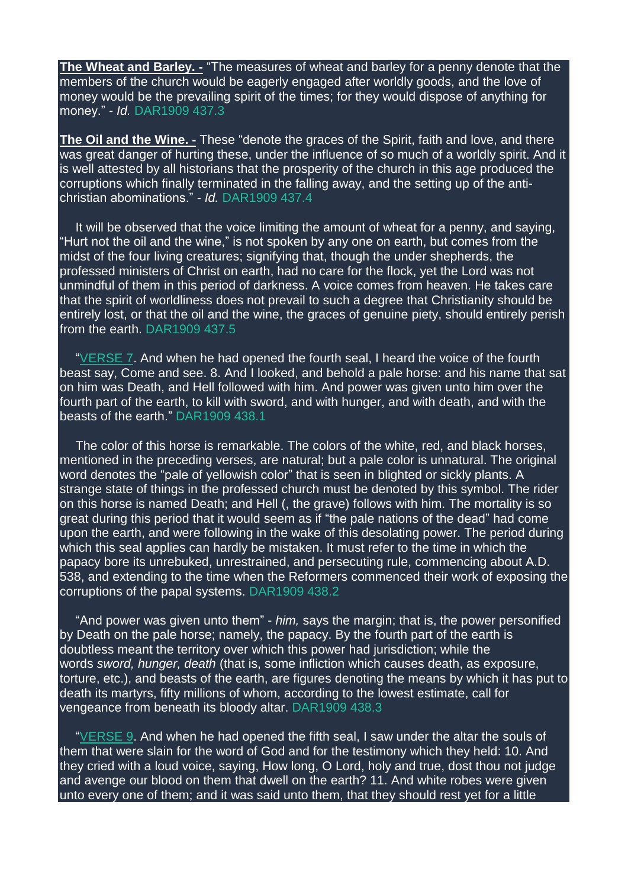**The Wheat and Barley. -** "The measures of wheat and barley for a penny denote that the members of the church would be eagerly engaged after worldly goods, and the love of money would be the prevailing spirit of the times; for they would dispose of anything for money." - *Id.* DAR1909 437.3

**The Oil and the Wine. -** These "denote the graces of the Spirit, faith and love, and there was great danger of hurting these, under the influence of so much of a worldly spirit. And it is well attested by all historians that the prosperity of the church in this age produced the corruptions which finally terminated in the falling away, and the setting up of the anti-christian abominations." - *Id.* DAR1909 437.4

It will be observed that the voice limiting the amount of wheat for a penny, and saying, "Hurt not the oil and the wine," is not spoken by any one on earth, but comes from the midst of the four living creatures; signifying that, though the under shepherds, the professed ministers of Christ on earth, had no care for the flock, yet the Lord was not unmindful of them in this period of darkness. A voice comes from heaven. He takes care that the spirit of worldliness does not prevail to such a degree that Christianity should be entirely lost, or that the oil and the wine, the graces of genuine piety, should entirely perish from the earth. DAR1909 437.5

"VERSE 7. And when he had opened the fourth seal, I heard the voice of the fourth beast say, Come and see. 8. And I looked, and behold a pale horse: and his name that sat on him was Death, and Hell followed with him. And power was given unto him over the fourth part of the earth, to kill with sword, and with hunger, and with death, and with the beasts of the earth." DAR1909 438.1

The color of this horse is remarkable. The colors of the white, red, and black horses, mentioned in the preceding verses, are natural; but a pale color is unnatural. The original word denotes the "pale of yellowish color" that is seen in blighted or sickly plants. A strange state of things in the professed church must be denoted by this symbol. The rider on this horse is named Death; and Hell (, the grave) follows with him. The mortality is so great during this period that it would seem as if "the pale nations of the dead" had come upon the earth, and were following in the wake of this desolating power. The period during which this seal applies can hardly be mistaken. It must refer to the time in which the papacy bore its unrebuked, unrestrained, and persecuting rule, commencing about A.D. 538, and extending to the time when the Reformers commenced their work of exposing the corruptions of the papal systems. DAR1909 438.2

"And power was given unto them" - *him,* says the margin; that is, the power personified by Death on the pale horse; namely, the papacy. By the fourth part of the earth is doubtless meant the territory over which this power had jurisdiction; while the words *sword, hunger, death* (that is, some infliction which causes death, as exposure, torture, etc.), and beasts of the earth, are figures denoting the means by which it has put to death its martyrs, fifty millions of whom, according to the lowest estimate, call for vengeance from beneath its bloody altar. DAR1909 438.3

"VERSE 9. And when he had opened the fifth seal, I saw under the altar the souls of them that were slain for the word of God and for the testimony which they held: 10. And they cried with a loud voice, saying, How long, O Lord, holy and true, dost thou not judge and avenge our blood on them that dwell on the earth? 11. And white robes were given unto every one of them; and it was said unto them, that they should rest yet for a little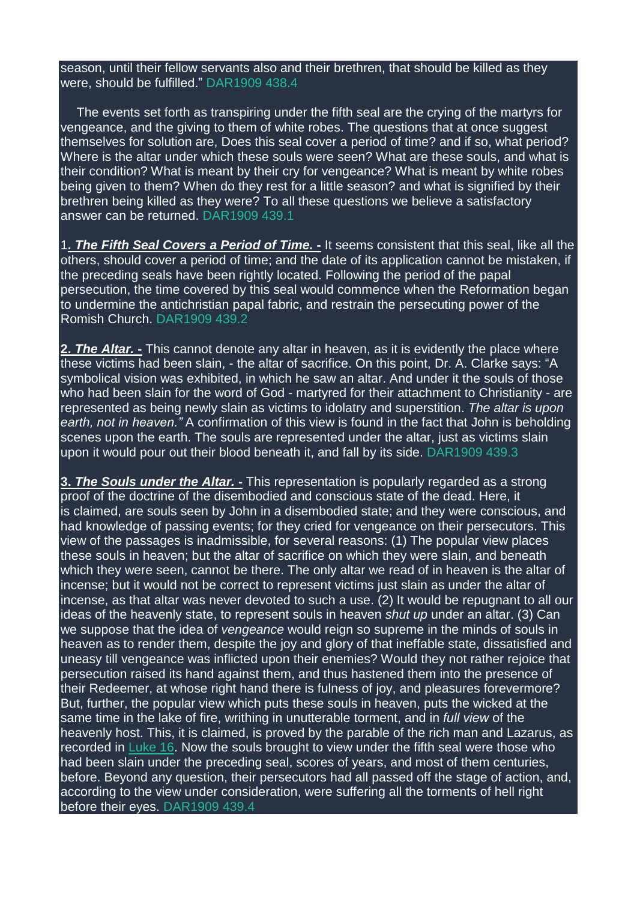season, until their fellow servants also and their brethren, that should be killed as they were, should be fulfilled." DAR1909 438.4

The events set forth as transpiring under the fifth seal are the crying of the martyrs for vengeance, and the giving to them of white robes. The questions that at once suggest themselves for solution are, Does this seal cover a period of time? and if so, what period? Where is the altar under which these souls were seen? What are these souls, and what is their condition? What is meant by their cry for vengeance? What is meant by white robes being given to them? When do they rest for a little season? and what is signified by their brethren being killed as they were? To all these questions we believe a satisfactory answer can be returned. DAR1909 439.1

1**. *The Fifth Seal Covers a Period of Time.* -** It seems consistent that this seal, like all the others, should cover a period of time; and the date of its application cannot be mistaken, if the preceding seals have been rightly located. Following the period of the papal persecution, the time covered by this seal would commence when the Reformation began to undermine the antichristian papal fabric, and restrain the persecuting power of the Romish Church. DAR1909 439.2

**2. *The Altar.* -** This cannot denote any altar in heaven, as it is evidently the place where these victims had been slain, - the altar of sacrifice. On this point, Dr. A. Clarke says: "A symbolical vision was exhibited, in which he saw an altar. And under it the souls of those who had been slain for the word of God - martyred for their attachment to Christianity - are represented as being newly slain as victims to idolatry and superstition. *The altar is upon earth, not in heaven."* A confirmation of this view is found in the fact that John is beholding scenes upon the earth. The souls are represented under the altar, just as victims slain upon it would pour out their blood beneath it, and fall by its side. DAR1909 439.3

**3. *The Souls under the Altar.* -** This representation is popularly regarded as a strong proof of the doctrine of the disembodied and conscious state of the dead. Here, it is claimed, are souls seen by John in a disembodied state; and they were conscious, and had knowledge of passing events; for they cried for vengeance on their persecutors. This view of the passages is inadmissible, for several reasons: (1) The popular view places these souls in heaven; but the altar of sacrifice on which they were slain, and beneath which they were seen, cannot be there. The only altar we read of in heaven is the altar of incense; but it would not be correct to represent victims just slain as under the altar of incense, as that altar was never devoted to such a use. (2) It would be repugnant to all our ideas of the heavenly state, to represent souls in heaven *shut up* under an altar. (3) Can we suppose that the idea of *vengeance* would reign so supreme in the minds of souls in heaven as to render them, despite the joy and glory of that ineffable state, dissatisfied and uneasy till vengeance was inflicted upon their enemies? Would they not rather rejoice that persecution raised its hand against them, and thus hastened them into the presence of their Redeemer, at whose right hand there is fulness of joy, and pleasures forevermore? But, further, the popular view which puts these souls in heaven, puts the wicked at the same time in the lake of fire, writhing in unutterable torment, and in *full view* of the heavenly host. This, it is claimed, is proved by the parable of the rich man and Lazarus, as recorded in Luke 16. Now the souls brought to view under the fifth seal were those who had been slain under the preceding seal, scores of years, and most of them centuries, before. Beyond any question, their persecutors had all passed off the stage of action, and, according to the view under consideration, were suffering all the torments of hell right before their eyes. DAR1909 439.4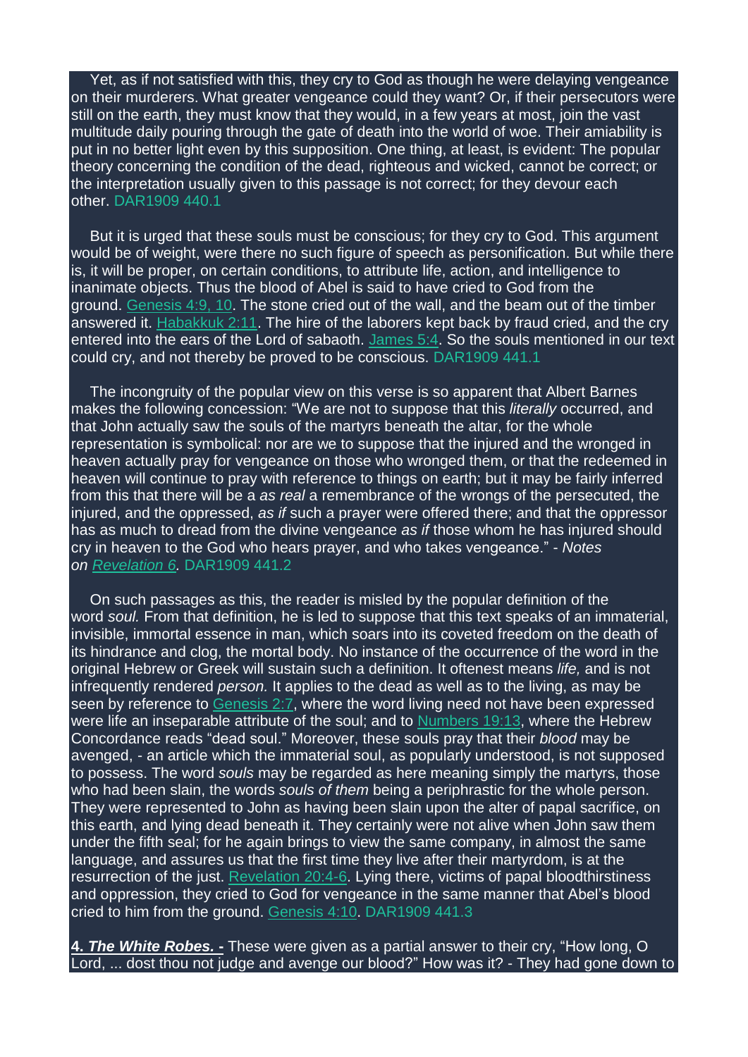Yet, as if not satisfied with this, they cry to God as though he were delaying vengeance on their murderers. What greater vengeance could they want? Or, if their persecutors were still on the earth, they must know that they would, in a few years at most, join the vast multitude daily pouring through the gate of death into the world of woe. Their amiability is put in no better light even by this supposition. One thing, at least, is evident: The popular theory concerning the condition of the dead, righteous and wicked, cannot be correct; or the interpretation usually given to this passage is not correct; for they devour each other. DAR1909 440.1

But it is urged that these souls must be conscious; for they cry to God. This argument would be of weight, were there no such figure of speech as personification. But while there is, it will be proper, on certain conditions, to attribute life, action, and intelligence to inanimate objects. Thus the blood of Abel is said to have cried to God from the ground. Genesis 4:9, 10. The stone cried out of the wall, and the beam out of the timber answered it. Habakkuk 2:11. The hire of the laborers kept back by fraud cried, and the cry entered into the ears of the Lord of sabaoth. James 5:4. So the souls mentioned in our text could cry, and not thereby be proved to be conscious. DAR1909 441.1

The incongruity of the popular view on this verse is so apparent that Albert Barnes makes the following concession: "We are not to suppose that this *literally* occurred, and that John actually saw the souls of the martyrs beneath the altar, for the whole representation is symbolical: nor are we to suppose that the injured and the wronged in heaven actually pray for vengeance on those who wronged them, or that the redeemed in heaven will continue to pray with reference to things on earth; but it may be fairly inferred from this that there will be a *as real* a remembrance of the wrongs of the persecuted, the injured, and the oppressed, *as if* such a prayer were offered there; and that the oppressor has as much to dread from the divine vengeance *as if* those whom he has injured should cry in heaven to the God who hears prayer, and who takes vengeance." - *Notes on Revelation 6.* DAR1909 441.2

On such passages as this, the reader is misled by the popular definition of the word *soul.* From that definition, he is led to suppose that this text speaks of an immaterial, invisible, immortal essence in man, which soars into its coveted freedom on the death of its hindrance and clog, the mortal body. No instance of the occurrence of the word in the original Hebrew or Greek will sustain such a definition. It oftenest means *life,* and is not infrequently rendered *person.* It applies to the dead as well as to the living, as may be seen by reference to Genesis 2:7, where the word living need not have been expressed were life an inseparable attribute of the soul; and to Numbers 19:13, where the Hebrew Concordance reads "dead soul." Moreover, these souls pray that their *blood* may be avenged, - an article which the immaterial soul, as popularly understood, is not supposed to possess. The word *souls* may be regarded as here meaning simply the martyrs, those who had been slain, the words *souls of them* being a periphrastic for the whole person. They were represented to John as having been slain upon the alter of papal sacrifice, on this earth, and lying dead beneath it. They certainly were not alive when John saw them under the fifth seal; for he again brings to view the same company, in almost the same language, and assures us that the first time they live after their martyrdom, is at the resurrection of the just. Revelation 20:4-6. Lying there, victims of papal bloodthirstiness and oppression, they cried to God for vengeance in the same manner that Abel's blood cried to him from the ground. Genesis 4:10. DAR1909 441.3

***4. The White Robes. -*** These were given as a partial answer to their cry, "How long, O Lord, ... dost thou not judge and avenge our blood?" How was it? - They had gone down to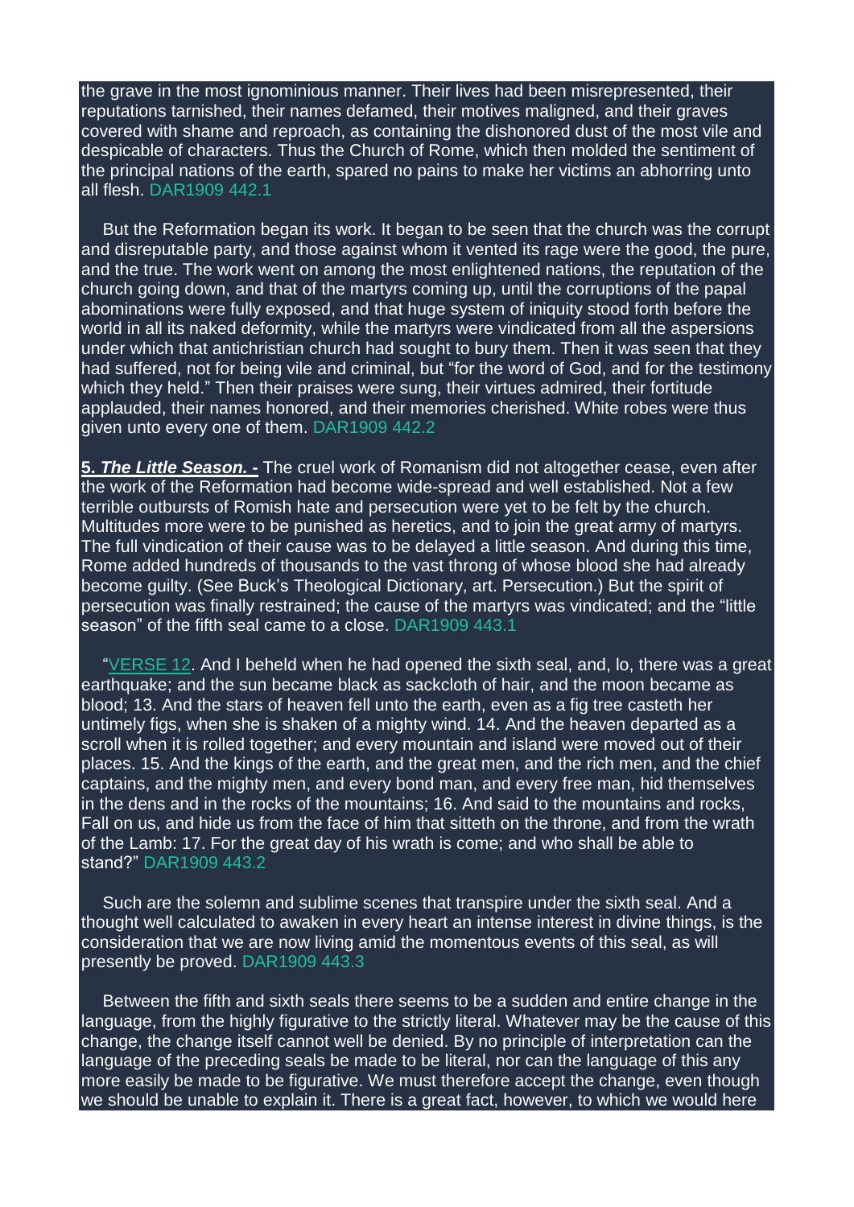the grave in the most ignominious manner. Their lives had been misrepresented, their reputations tarnished, their names defamed, their motives maligned, and their graves covered with shame and reproach, as containing the dishonored dust of the most vile and despicable of characters. Thus the Church of Rome, which then molded the sentiment of the principal nations of the earth, spared no pains to make her victims an abhorring unto all flesh. DAR1909 442.1

But the Reformation began its work. It began to be seen that the church was the corrupt and disreputable party, and those against whom it vented its rage were the good, the pure, and the true. The work went on among the most enlightened nations, the reputation of the church going down, and that of the martyrs coming up, until the corruptions of the papal abominations were fully exposed, and that huge system of iniquity stood forth before the world in all its naked deformity, while the martyrs were vindicated from all the aspersions under which that antichristian church had sought to bury them. Then it was seen that they had suffered, not for being vile and criminal, but "for the word of God, and for the testimony which they held." Then their praises were sung, their virtues admired, their fortitude applauded, their names honored, and their memories cherished. White robes were thus given unto every one of them. DAR1909 442.2

**5. *The Little Season. -*** The cruel work of Romanism did not altogether cease, even after the work of the Reformation had become wide-spread and well established. Not a few terrible outbursts of Romish hate and persecution were yet to be felt by the church. Multitudes more were to be punished as heretics, and to join the great army of martyrs. The full vindication of their cause was to be delayed a little season. And during this time, Rome added hundreds of thousands to the vast throng of whose blood she had already become guilty. (See Buck's Theological Dictionary, art. Persecution.) But the spirit of persecution was finally restrained; the cause of the martyrs was vindicated; and the "little season" of the fifth seal came to a close. DAR1909 443.1

"VERSE 12. And I beheld when he had opened the sixth seal, and, lo, there was a great earthquake; and the sun became black as sackcloth of hair, and the moon became as blood; 13. And the stars of heaven fell unto the earth, even as a fig tree casteth her untimely figs, when she is shaken of a mighty wind. 14. And the heaven departed as a scroll when it is rolled together; and every mountain and island were moved out of their places. 15. And the kings of the earth, and the great men, and the rich men, and the chief captains, and the mighty men, and every bond man, and every free man, hid themselves in the dens and in the rocks of the mountains; 16. And said to the mountains and rocks, Fall on us, and hide us from the face of him that sitteth on the throne, and from the wrath of the Lamb: 17. For the great day of his wrath is come; and who shall be able to stand?" DAR1909 443.2

Such are the solemn and sublime scenes that transpire under the sixth seal. And a thought well calculated to awaken in every heart an intense interest in divine things, is the consideration that we are now living amid the momentous events of this seal, as will presently be proved. DAR1909 443.3

Between the fifth and sixth seals there seems to be a sudden and entire change in the language, from the highly figurative to the strictly literal. Whatever may be the cause of this change, the change itself cannot well be denied. By no principle of interpretation can the language of the preceding seals be made to be literal, nor can the language of this any more easily be made to be figurative. We must therefore accept the change, even though we should be unable to explain it. There is a great fact, however, to which we would here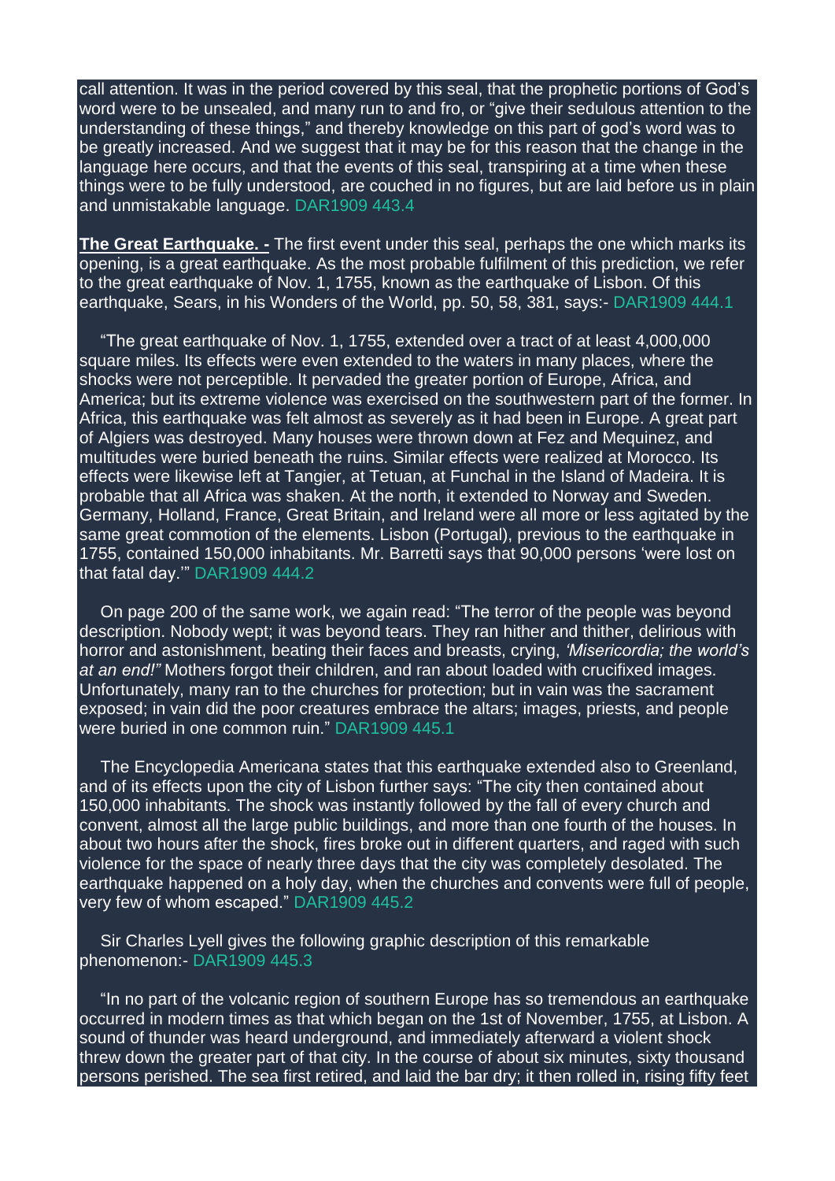call attention. It was in the period covered by this seal, that the prophetic portions of God's word were to be unsealed, and many run to and fro, or "give their sedulous attention to the understanding of these things," and thereby knowledge on this part of god's word was to be greatly increased. And we suggest that it may be for this reason that the change in the language here occurs, and that the events of this seal, transpiring at a time when these things were to be fully understood, are couched in no figures, but are laid before us in plain and unmistakable language. DAR1909 443.4

**The Great Earthquake. -** The first event under this seal, perhaps the one which marks its opening, is a great earthquake. As the most probable fulfilment of this prediction, we refer to the great earthquake of Nov. 1, 1755, known as the earthquake of Lisbon. Of this earthquake, Sears, in his Wonders of the World, pp. 50, 58, 381, says:- DAR1909 444.1

"The great earthquake of Nov. 1, 1755, extended over a tract of at least 4,000,000 square miles. Its effects were even extended to the waters in many places, where the shocks were not perceptible. It pervaded the greater portion of Europe, Africa, and America; but its extreme violence was exercised on the southwestern part of the former. In Africa, this earthquake was felt almost as severely as it had been in Europe. A great part of Algiers was destroyed. Many houses were thrown down at Fez and Mequinez, and multitudes were buried beneath the ruins. Similar effects were realized at Morocco. Its effects were likewise left at Tangier, at Tetuan, at Funchal in the Island of Madeira. It is probable that all Africa was shaken. At the north, it extended to Norway and Sweden. Germany, Holland, France, Great Britain, and Ireland were all more or less agitated by the same great commotion of the elements. Lisbon (Portugal), previous to the earthquake in 1755, contained 150,000 inhabitants. Mr. Barretti says that 90,000 persons 'were lost on that fatal day.'" DAR1909 444.2

On page 200 of the same work, we again read: "The terror of the people was beyond description. Nobody wept; it was beyond tears. They ran hither and thither, delirious with horror and astonishment, beating their faces and breasts, crying, *'Misericordia; the world's at an end!"* Mothers forgot their children, and ran about loaded with crucifixed images. Unfortunately, many ran to the churches for protection; but in vain was the sacrament exposed; in vain did the poor creatures embrace the altars; images, priests, and people were buried in one common ruin." DAR1909 445.1

The Encyclopedia Americana states that this earthquake extended also to Greenland, and of its effects upon the city of Lisbon further says: "The city then contained about 150,000 inhabitants. The shock was instantly followed by the fall of every church and convent, almost all the large public buildings, and more than one fourth of the houses. In about two hours after the shock, fires broke out in different quarters, and raged with such violence for the space of nearly three days that the city was completely desolated. The earthquake happened on a holy day, when the churches and convents were full of people, very few of whom escaped." DAR1909 445.2

Sir Charles Lyell gives the following graphic description of this remarkable phenomenon:- DAR1909 445.3

"In no part of the volcanic region of southern Europe has so tremendous an earthquake occurred in modern times as that which began on the 1st of November, 1755, at Lisbon. A sound of thunder was heard underground, and immediately afterward a violent shock threw down the greater part of that city. In the course of about six minutes, sixty thousand persons perished. The sea first retired, and laid the bar dry; it then rolled in, rising fifty feet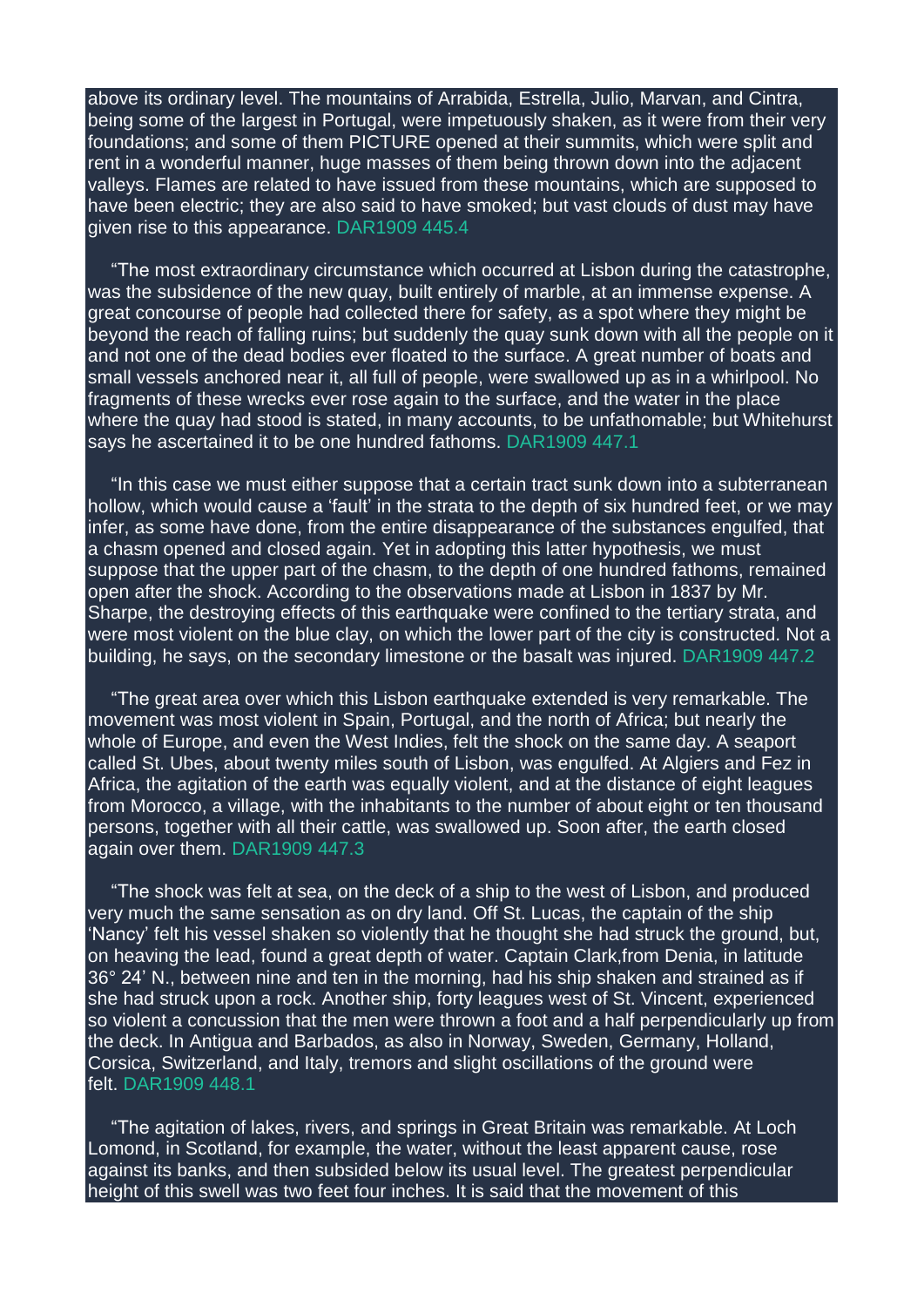above its ordinary level. The mountains of Arrabida, Estrella, Julio, Marvan, and Cintra, being some of the largest in Portugal, were impetuously shaken, as it were from their very foundations; and some of them PICTURE opened at their summits, which were split and rent in a wonderful manner, huge masses of them being thrown down into the adjacent valleys. Flames are related to have issued from these mountains, which are supposed to have been electric; they are also said to have smoked; but vast clouds of dust may have given rise to this appearance. DAR1909 445.4

"The most extraordinary circumstance which occurred at Lisbon during the catastrophe, was the subsidence of the new quay, built entirely of marble, at an immense expense. A great concourse of people had collected there for safety, as a spot where they might be beyond the reach of falling ruins; but suddenly the quay sunk down with all the people on it and not one of the dead bodies ever floated to the surface. A great number of boats and small vessels anchored near it, all full of people, were swallowed up as in a whirlpool. No fragments of these wrecks ever rose again to the surface, and the water in the place where the quay had stood is stated, in many accounts, to be unfathomable; but Whitehurst says he ascertained it to be one hundred fathoms. DAR1909 447.1

"In this case we must either suppose that a certain tract sunk down into a subterranean hollow, which would cause a 'fault' in the strata to the depth of six hundred feet, or we may infer, as some have done, from the entire disappearance of the substances engulfed, that a chasm opened and closed again. Yet in adopting this latter hypothesis, we must suppose that the upper part of the chasm, to the depth of one hundred fathoms, remained open after the shock. According to the observations made at Lisbon in 1837 by Mr. Sharpe, the destroying effects of this earthquake were confined to the tertiary strata, and were most violent on the blue clay, on which the lower part of the city is constructed. Not a building, he says, on the secondary limestone or the basalt was injured. DAR1909 447.2

"The great area over which this Lisbon earthquake extended is very remarkable. The movement was most violent in Spain, Portugal, and the north of Africa; but nearly the whole of Europe, and even the West Indies, felt the shock on the same day. A seaport called St. Ubes, about twenty miles south of Lisbon, was engulfed. At Algiers and Fez in Africa, the agitation of the earth was equally violent, and at the distance of eight leagues from Morocco, a village, with the inhabitants to the number of about eight or ten thousand persons, together with all their cattle, was swallowed up. Soon after, the earth closed again over them. DAR1909 447.3

"The shock was felt at sea, on the deck of a ship to the west of Lisbon, and produced very much the same sensation as on dry land. Off St. Lucas, the captain of the ship 'Nancy' felt his vessel shaken so violently that he thought she had struck the ground, but, on heaving the lead, found a great depth of water. Captain Clark,from Denia, in latitude 36° 24' N., between nine and ten in the morning, had his ship shaken and strained as if she had struck upon a rock. Another ship, forty leagues west of St. Vincent, experienced so violent a concussion that the men were thrown a foot and a half perpendicularly up from the deck. In Antigua and Barbados, as also in Norway, Sweden, Germany, Holland, Corsica, Switzerland, and Italy, tremors and slight oscillations of the ground were felt. DAR1909 448.1

"The agitation of lakes, rivers, and springs in Great Britain was remarkable. At Loch Lomond, in Scotland, for example, the water, without the least apparent cause, rose against its banks, and then subsided below its usual level. The greatest perpendicular height of this swell was two feet four inches. It is said that the movement of this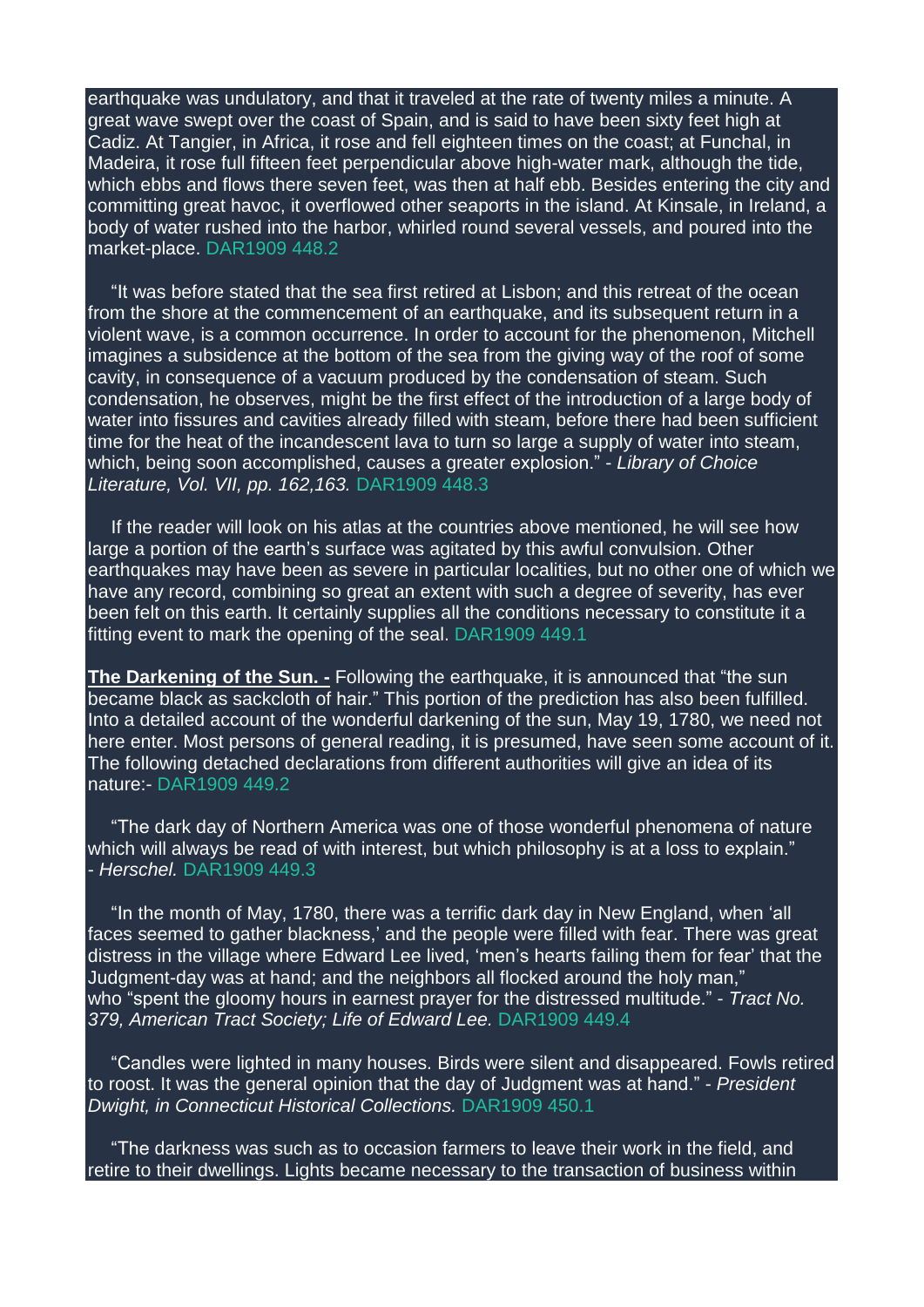earthquake was undulatory, and that it traveled at the rate of twenty miles a minute. A great wave swept over the coast of Spain, and is said to have been sixty feet high at Cadiz. At Tangier, in Africa, it rose and fell eighteen times on the coast; at Funchal, in Madeira, it rose full fifteen feet perpendicular above high-water mark, although the tide, which ebbs and flows there seven feet, was then at half ebb. Besides entering the city and committing great havoc, it overflowed other seaports in the island. At Kinsale, in Ireland, a body of water rushed into the harbor, whirled round several vessels, and poured into the market-place. DAR1909 448.2

"It was before stated that the sea first retired at Lisbon; and this retreat of the ocean from the shore at the commencement of an earthquake, and its subsequent return in a violent wave, is a common occurrence. In order to account for the phenomenon, Mitchell imagines a subsidence at the bottom of the sea from the giving way of the roof of some cavity, in consequence of a vacuum produced by the condensation of steam. Such condensation, he observes, might be the first effect of the introduction of a large body of water into fissures and cavities already filled with steam, before there had been sufficient time for the heat of the incandescent lava to turn so large a supply of water into steam, which, being soon accomplished, causes a greater explosion." - *Library of Choice Literature, Vol. VII, pp. 162,163.* DAR1909 448.3

If the reader will look on his atlas at the countries above mentioned, he will see how large a portion of the earth's surface was agitated by this awful convulsion. Other earthquakes may have been as severe in particular localities, but no other one of which we have any record, combining so great an extent with such a degree of severity, has ever been felt on this earth. It certainly supplies all the conditions necessary to constitute it a fitting event to mark the opening of the seal. DAR1909 449.1

**The Darkening of the Sun. -** Following the earthquake, it is announced that "the sun became black as sackcloth of hair." This portion of the prediction has also been fulfilled. Into a detailed account of the wonderful darkening of the sun, May 19, 1780, we need not here enter. Most persons of general reading, it is presumed, have seen some account of it. The following detached declarations from different authorities will give an idea of its nature:- DAR1909 449.2

"The dark day of Northern America was one of those wonderful phenomena of nature which will always be read of with interest, but which philosophy is at a loss to explain." - *Herschel.* DAR1909 449.3

"In the month of May, 1780, there was a terrific dark day in New England, when 'all faces seemed to gather blackness,' and the people were filled with fear. There was great distress in the village where Edward Lee lived, 'men's hearts failing them for fear' that the Judgment-day was at hand; and the neighbors all flocked around the holy man," who "spent the gloomy hours in earnest prayer for the distressed multitude." - *Tract No. 379, American Tract Society; Life of Edward Lee.* DAR1909 449.4

"Candles were lighted in many houses. Birds were silent and disappeared. Fowls retired to roost. It was the general opinion that the day of Judgment was at hand." - *President Dwight, in Connecticut Historical Collections.* DAR1909 450.1

"The darkness was such as to occasion farmers to leave their work in the field, and retire to their dwellings. Lights became necessary to the transaction of business within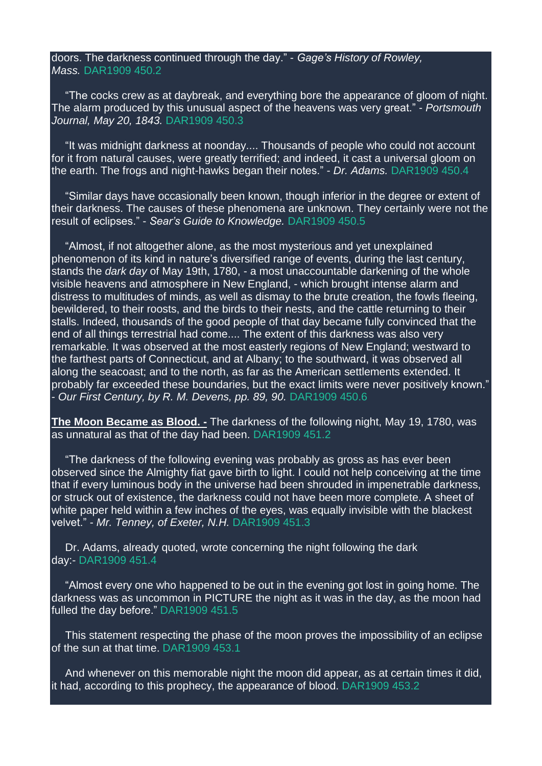doors. The darkness continued through the day." - *Gage's History of Rowley, Mass.* DAR1909 450.2

"The cocks crew as at daybreak, and everything bore the appearance of gloom of night. The alarm produced by this unusual aspect of the heavens was very great." - *Portsmouth Journal, May 20, 1843.* DAR1909 450.3

"It was midnight darkness at noonday.... Thousands of people who could not account for it from natural causes, were greatly terrified; and indeed, it cast a universal gloom on the earth. The frogs and night-hawks began their notes." - *Dr. Adams.* DAR1909 450.4

"Similar days have occasionally been known, though inferior in the degree or extent of their darkness. The causes of these phenomena are unknown. They certainly were not the result of eclipses." - *Sear's Guide to Knowledge.* DAR1909 450.5

"Almost, if not altogether alone, as the most mysterious and yet unexplained phenomenon of its kind in nature's diversified range of events, during the last century, stands the *dark day* of May 19th, 1780, - a most unaccountable darkening of the whole visible heavens and atmosphere in New England, - which brought intense alarm and distress to multitudes of minds, as well as dismay to the brute creation, the fowls fleeing, bewildered, to their roosts, and the birds to their nests, and the cattle returning to their stalls. Indeed, thousands of the good people of that day became fully convinced that the end of all things terrestrial had come.... The extent of this darkness was also very remarkable. It was observed at the most easterly regions of New England; westward to the farthest parts of Connecticut, and at Albany; to the southward, it was observed all along the seacoast; and to the north, as far as the American settlements extended. It probably far exceeded these boundaries, but the exact limits were never positively known." - *Our First Century, by R. M. Devens, pp. 89, 90.* DAR1909 450.6

**The Moon Became as Blood. -** The darkness of the following night, May 19, 1780, was as unnatural as that of the day had been. DAR1909 451.2

"The darkness of the following evening was probably as gross as has ever been observed since the Almighty fiat gave birth to light. I could not help conceiving at the time that if every luminous body in the universe had been shrouded in impenetrable darkness, or struck out of existence, the darkness could not have been more complete. A sheet of white paper held within a few inches of the eyes, was equally invisible with the blackest velvet." - *Mr. Tenney, of Exeter, N.H.* DAR1909 451.3

Dr. Adams, already quoted, wrote concerning the night following the dark day:- DAR1909 451.4

"Almost every one who happened to be out in the evening got lost in going home. The darkness was as uncommon in PICTURE the night as it was in the day, as the moon had fulled the day before." DAR1909 451.5

This statement respecting the phase of the moon proves the impossibility of an eclipse of the sun at that time. DAR1909 453.1

And whenever on this memorable night the moon did appear, as at certain times it did, it had, according to this prophecy, the appearance of blood. DAR1909 453.2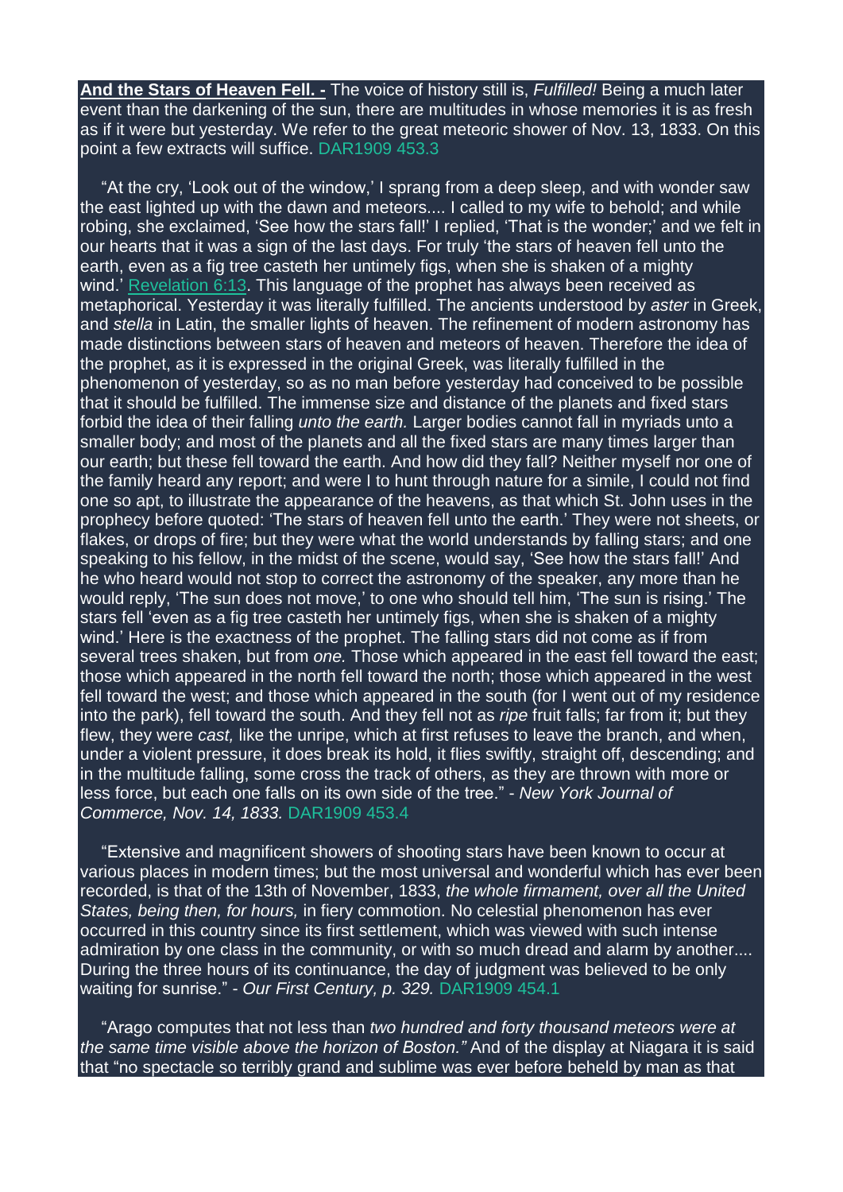**And the Stars of Heaven Fell. -** The voice of history still is, *Fulfilled!* Being a much later event than the darkening of the sun, there are multitudes in whose memories it is as fresh as if it were but yesterday. We refer to the great meteoric shower of Nov. 13, 1833. On this point a few extracts will suffice. DAR1909 453.3

"At the cry, 'Look out of the window,' I sprang from a deep sleep, and with wonder saw the east lighted up with the dawn and meteors.... I called to my wife to behold; and while robing, she exclaimed, 'See how the stars fall!' I replied, 'That is the wonder;' and we felt in our hearts that it was a sign of the last days. For truly 'the stars of heaven fell unto the earth, even as a fig tree casteth her untimely figs, when she is shaken of a mighty wind.' Revelation 6:13. This language of the prophet has always been received as metaphorical. Yesterday it was literally fulfilled. The ancients understood by *aster* in Greek, and *stella* in Latin, the smaller lights of heaven. The refinement of modern astronomy has made distinctions between stars of heaven and meteors of heaven. Therefore the idea of the prophet, as it is expressed in the original Greek, was literally fulfilled in the phenomenon of yesterday, so as no man before yesterday had conceived to be possible that it should be fulfilled. The immense size and distance of the planets and fixed stars forbid the idea of their falling *unto the earth.* Larger bodies cannot fall in myriads unto a smaller body; and most of the planets and all the fixed stars are many times larger than our earth; but these fell toward the earth. And how did they fall? Neither myself nor one of the family heard any report; and were I to hunt through nature for a simile, I could not find one so apt, to illustrate the appearance of the heavens, as that which St. John uses in the prophecy before quoted: 'The stars of heaven fell unto the earth.' They were not sheets, or flakes, or drops of fire; but they were what the world understands by falling stars; and one speaking to his fellow, in the midst of the scene, would say, 'See how the stars fall!' And he who heard would not stop to correct the astronomy of the speaker, any more than he would reply, 'The sun does not move,' to one who should tell him, 'The sun is rising.' The stars fell 'even as a fig tree casteth her untimely figs, when she is shaken of a mighty wind.' Here is the exactness of the prophet. The falling stars did not come as if from several trees shaken, but from *one.* Those which appeared in the east fell toward the east; those which appeared in the north fell toward the north; those which appeared in the west fell toward the west; and those which appeared in the south (for I went out of my residence into the park), fell toward the south. And they fell not as *ripe* fruit falls; far from it; but they flew, they were *cast,* like the unripe, which at first refuses to leave the branch, and when, under a violent pressure, it does break its hold, it flies swiftly, straight off, descending; and in the multitude falling, some cross the track of others, as they are thrown with more or less force, but each one falls on its own side of the tree." - *New York Journal of Commerce, Nov. 14, 1833.* DAR1909 453.4

"Extensive and magnificent showers of shooting stars have been known to occur at various places in modern times; but the most universal and wonderful which has ever been recorded, is that of the 13th of November, 1833, *the whole firmament, over all the United States, being then, for hours,* in fiery commotion. No celestial phenomenon has ever occurred in this country since its first settlement, which was viewed with such intense admiration by one class in the community, or with so much dread and alarm by another.... During the three hours of its continuance, the day of judgment was believed to be only waiting for sunrise." - *Our First Century, p. 329.* DAR1909 454.1

"Arago computes that not less than *two hundred and forty thousand meteors were at the same time visible above the horizon of Boston."* And of the display at Niagara it is said that "no spectacle so terribly grand and sublime was ever before beheld by man as that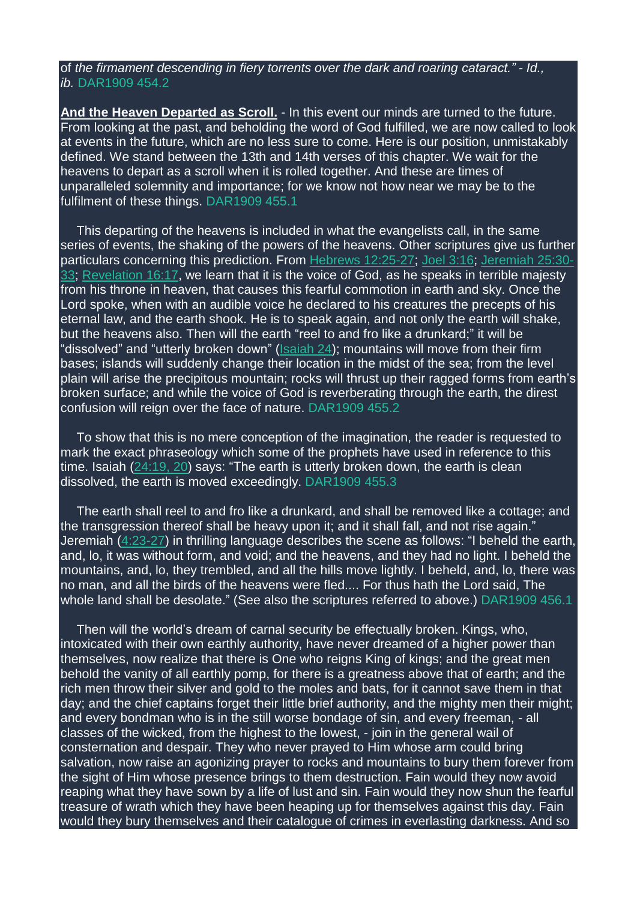of *the firmament descending in fiery torrents over the dark and roaring cataract." - Id., ib.* DAR1909 454.2

**And the Heaven Departed as Scroll.** - In this event our minds are turned to the future. From looking at the past, and beholding the word of God fulfilled, we are now called to look at events in the future, which are no less sure to come. Here is our position, unmistakably defined. We stand between the 13th and 14th verses of this chapter. We wait for the heavens to depart as a scroll when it is rolled together. And these are times of unparalleled solemnity and importance; for we know not how near we may be to the fulfilment of these things. DAR1909 455.1

This departing of the heavens is included in what the evangelists call, in the same series of events, the shaking of the powers of the heavens. Other scriptures give us further particulars concerning this prediction. From Hebrews 12:25-27; Joel 3:16; Jeremiah 25:30-33; Revelation 16:17, we learn that it is the voice of God, as he speaks in terrible majesty from his throne in heaven, that causes this fearful commotion in earth and sky. Once the Lord spoke, when with an audible voice he declared to his creatures the precepts of his eternal law, and the earth shook. He is to speak again, and not only the earth will shake, but the heavens also. Then will the earth "reel to and fro like a drunkard;" it will be "dissolved" and "utterly broken down" (Isaiah 24); mountains will move from their firm bases; islands will suddenly change their location in the midst of the sea; from the level plain will arise the precipitous mountain; rocks will thrust up their ragged forms from earth's broken surface; and while the voice of God is reverberating through the earth, the direst confusion will reign over the face of nature. DAR1909 455.2

To show that this is no mere conception of the imagination, the reader is requested to mark the exact phraseology which some of the prophets have used in reference to this time. Isaiah (24:19, 20) says: "The earth is utterly broken down, the earth is clean dissolved, the earth is moved exceedingly. DAR1909 455.3

The earth shall reel to and fro like a drunkard, and shall be removed like a cottage; and the transgression thereof shall be heavy upon it; and it shall fall, and not rise again." Jeremiah (4:23-27) in thrilling language describes the scene as follows: "I beheld the earth, and, lo, it was without form, and void; and the heavens, and they had no light. I beheld the mountains, and, lo, they trembled, and all the hills move lightly. I beheld, and, lo, there was no man, and all the birds of the heavens were fled.... For thus hath the Lord said, The whole land shall be desolate." (See also the scriptures referred to above.) DAR1909 456.1

Then will the world's dream of carnal security be effectually broken. Kings, who, intoxicated with their own earthly authority, have never dreamed of a higher power than themselves, now realize that there is One who reigns King of kings; and the great men behold the vanity of all earthly pomp, for there is a greatness above that of earth; and the rich men throw their silver and gold to the moles and bats, for it cannot save them in that day; and the chief captains forget their little brief authority, and the mighty men their might; and every bondman who is in the still worse bondage of sin, and every freeman, - all classes of the wicked, from the highest to the lowest, - join in the general wail of consternation and despair. They who never prayed to Him whose arm could bring salvation, now raise an agonizing prayer to rocks and mountains to bury them forever from the sight of Him whose presence brings to them destruction. Fain would they now avoid reaping what they have sown by a life of lust and sin. Fain would they now shun the fearful treasure of wrath which they have been heaping up for themselves against this day. Fain would they bury themselves and their catalogue of crimes in everlasting darkness. And so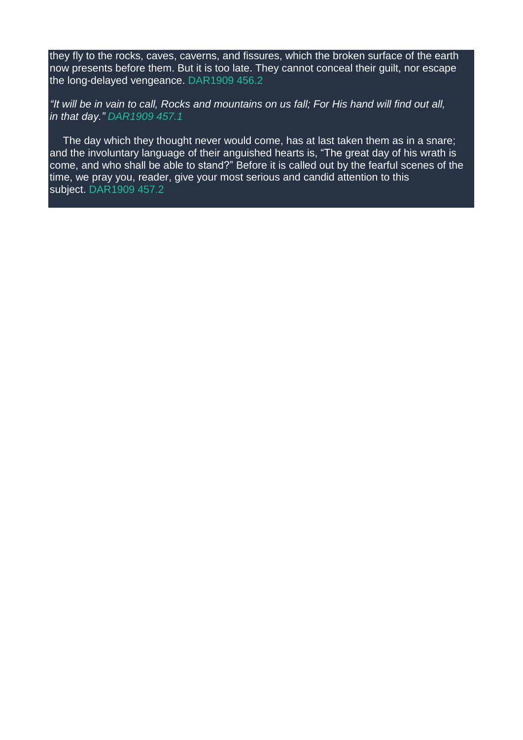they fly to the rocks, caves, caverns, and fissures, which the broken surface of the earth now presents before them. But it is too late. They cannot conceal their guilt, nor escape the long-delayed vengeance. DAR1909 456.2

*"It will be in vain to call, Rocks and mountains on us fall; For His hand will find out all, in that day." DAR1909 457.1*

The day which they thought never would come, has at last taken them as in a snare; and the involuntary language of their anguished hearts is, "The great day of his wrath is come, and who shall be able to stand?" Before it is called out by the fearful scenes of the time, we pray you, reader, give your most serious and candid attention to this subject. DAR1909 457.2